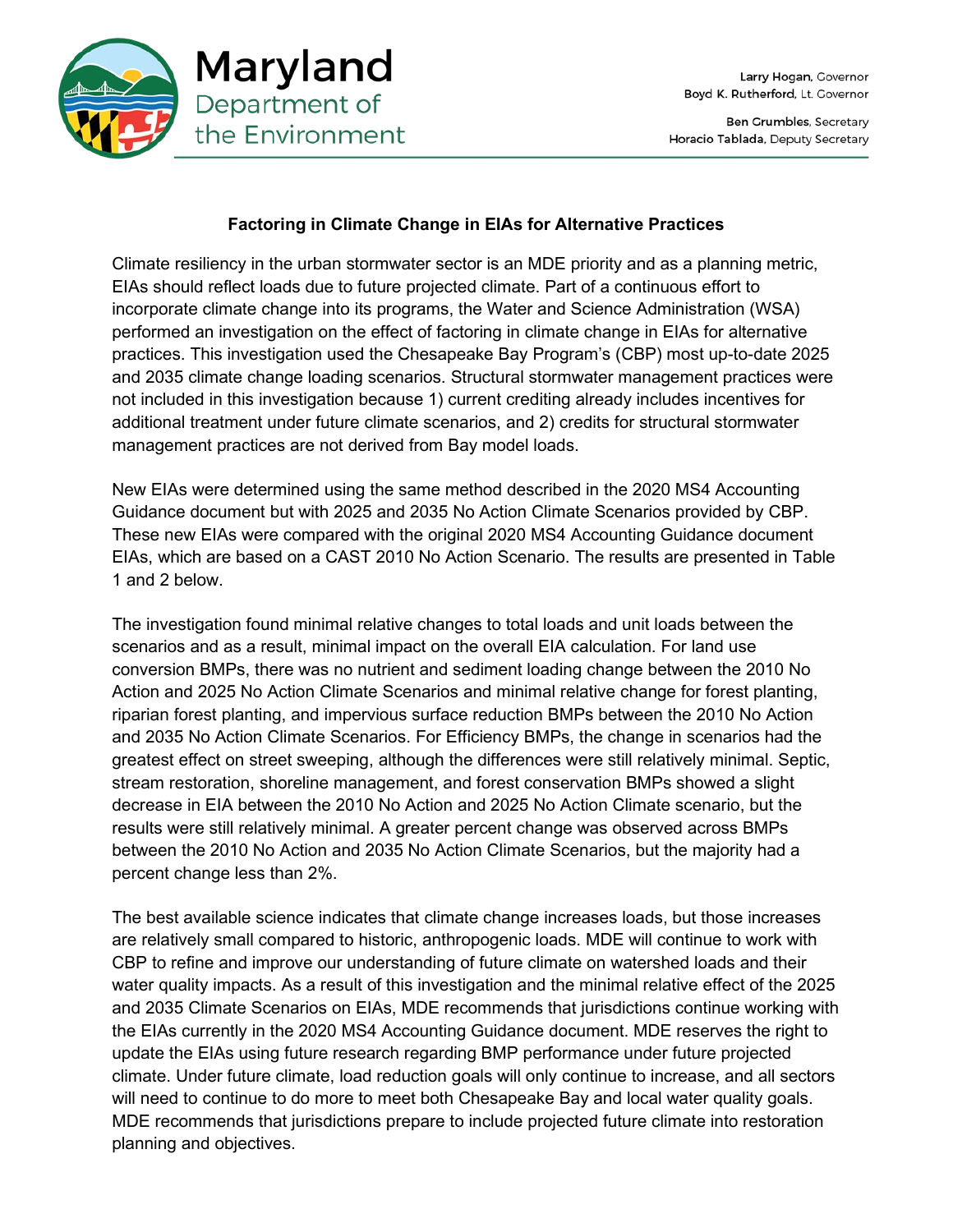# Maryland Department of the Environment

Larry Hogan, Governor
Boyd K. Rutherford, Lt. Governor

Ben Grumbles, Secretary
Horacio Tablada, Deputy Secretary

## Factoring in Climate Change in EIAs for Alternative Practices

Climate resiliency in the urban stormwater sector is an MDE priority and as a planning metric, EIAs should reflect loads due to future projected climate. Part of a continuous effort to incorporate climate change into its programs, the Water and Science Administration (WSA) performed an investigation on the effect of factoring in climate change in EIAs for alternative practices. This investigation used the Chesapeake Bay Program's (CBP) most up-to-date 2025 and 2035 climate change loading scenarios. Structural stormwater management practices were not included in this investigation because 1) current crediting already includes incentives for additional treatment under future climate scenarios, and 2) credits for structural stormwater management practices are not derived from Bay model loads.

New EIAs were determined using the same method described in the 2020 MS4 Accounting Guidance document but with 2025 and 2035 No Action Climate Scenarios provided by CBP. These new EIAs were compared with the original 2020 MS4 Accounting Guidance document EIAs, which are based on a CAST 2010 No Action Scenario. The results are presented in Table 1 and 2 below.

The investigation found minimal relative changes to total loads and unit loads between the scenarios and as a result, minimal impact on the overall EIA calculation. For land use conversion BMPs, there was no nutrient and sediment loading change between the 2010 No Action and 2025 No Action Climate Scenarios and minimal relative change for forest planting, riparian forest planting, and impervious surface reduction BMPs between the 2010 No Action and 2035 No Action Climate Scenarios. For Efficiency BMPs, the change in scenarios had the greatest effect on street sweeping, although the differences were still relatively minimal. Septic, stream restoration, shoreline management, and forest conservation BMPs showed a slight decrease in EIA between the 2010 No Action and 2025 No Action Climate scenario, but the results were still relatively minimal. A greater percent change was observed across BMPs between the 2010 No Action and 2035 No Action Climate Scenarios, but the majority had a percent change less than 2%.

The best available science indicates that climate change increases loads, but those increases are relatively small compared to historic, anthropogenic loads. MDE will continue to work with CBP to refine and improve our understanding of future climate on watershed loads and their water quality impacts. As a result of this investigation and the minimal relative effect of the 2025 and 2035 Climate Scenarios on EIAs, MDE recommends that jurisdictions continue working with the EIAs currently in the 2020 MS4 Accounting Guidance document. MDE reserves the right to update the EIAs using future research regarding BMP performance under future projected climate. Under future climate, load reduction goals will only continue to increase, and all sectors will need to continue to do more to meet both Chesapeake Bay and local water quality goals. MDE recommends that jurisdictions prepare to include projected future climate into restoration planning and objectives.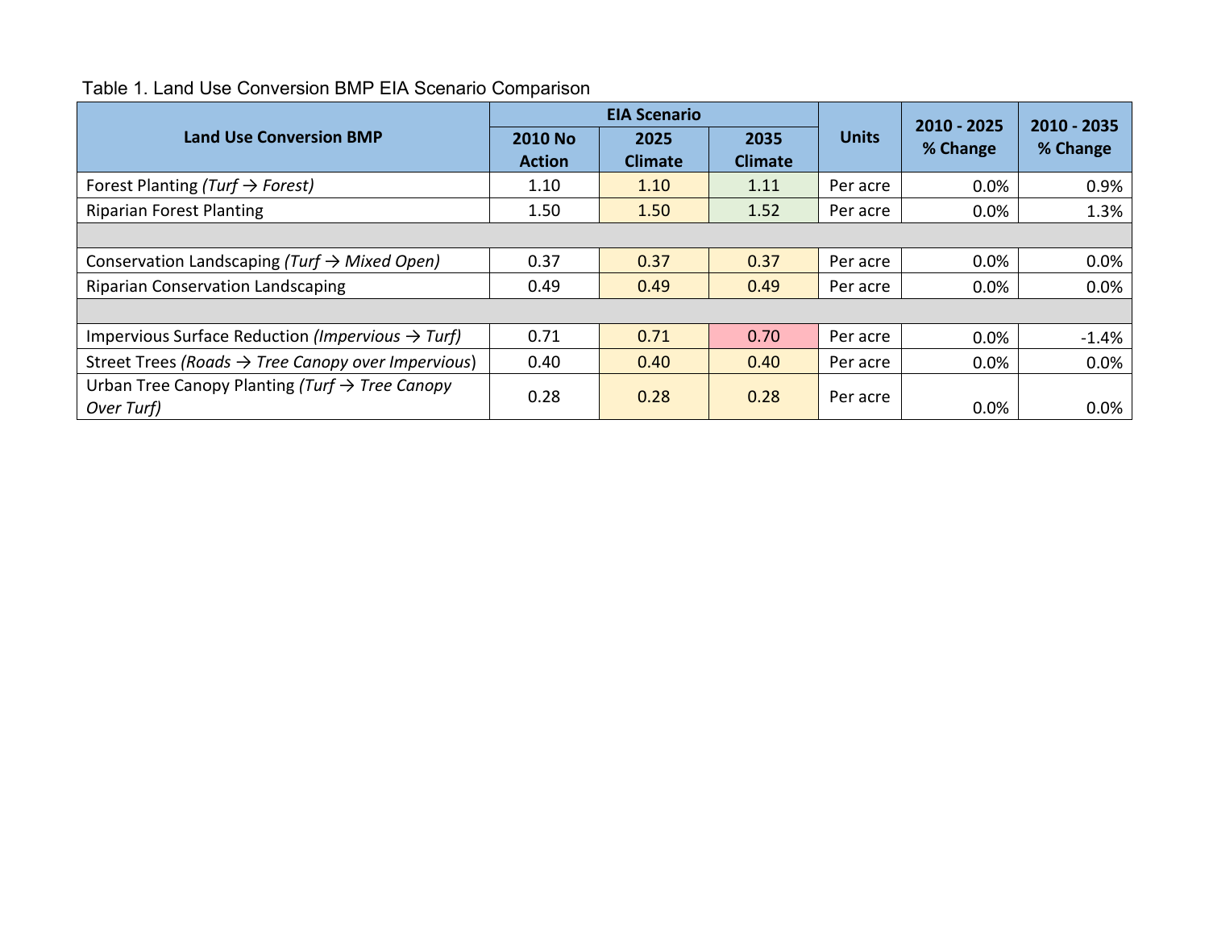Table 1. Land Use Conversion BMP EIA Scenario Comparison

| Land Use Conversion BMP | EIA Scenario | | | Units | 2010 - 2025 % Change | 2010 - 2035 % Change |
|---|---|---|---|---|---|---|
| | 2010 No Action | 2025 Climate | 2035 Climate | | | |
| Forest Planting *(Turf → Forest)* | 1.10 | 1.10 | 1.11 | Per acre | 0.0% | 0.9% |
| Riparian Forest Planting | 1.50 | 1.50 | 1.52 | Per acre | 0.0% | 1.3% |
| | | | | | | |
| Conservation Landscaping *(Turf → Mixed Open)* | 0.37 | 0.37 | 0.37 | Per acre | 0.0% | 0.0% |
| Riparian Conservation Landscaping | 0.49 | 0.49 | 0.49 | Per acre | 0.0% | 0.0% |
| | | | | | | |
| Impervious Surface Reduction *(Impervious → Turf)* | 0.71 | 0.71 | 0.70 | Per acre | 0.0% | -1.4% |
| Street Trees *(Roads → Tree Canopy over Impervious)* | 0.40 | 0.40 | 0.40 | Per acre | 0.0% | 0.0% |
| Urban Tree Canopy Planting *(Turf → Tree Canopy Over Turf)* | 0.28 | 0.28 | 0.28 | Per acre | 0.0% | 0.0% |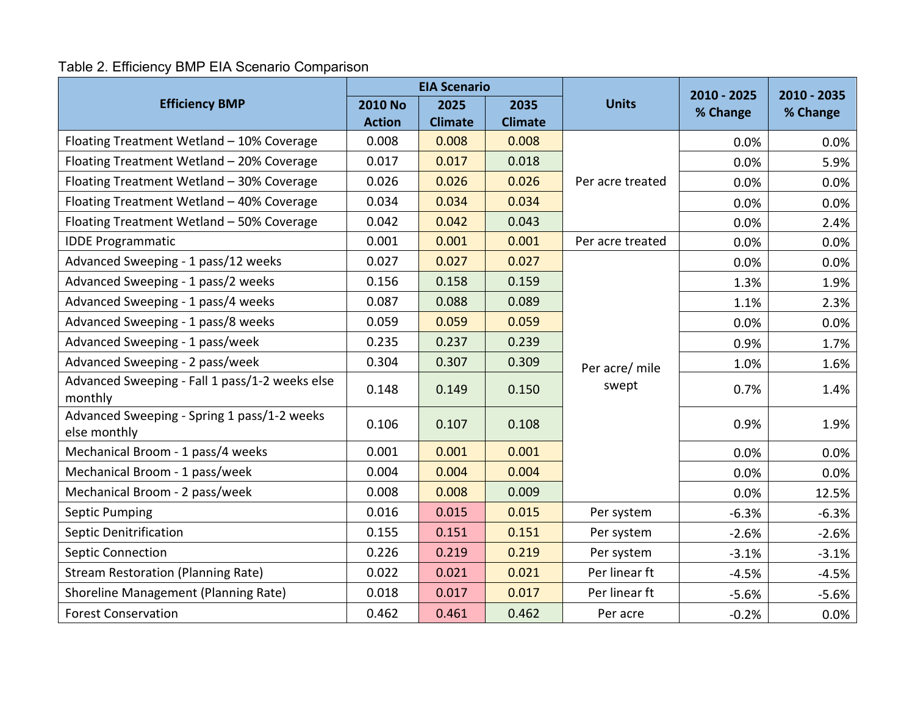Table 2. Efficiency BMP EIA Scenario Comparison

| Efficiency BMP | EIA Scenario | | | Units | 2010 - 2025 % Change | 2010 - 2035 % Change |
|---|---|---|---|---|---|---|
| | 2010 No Action | 2025 Climate | 2035 Climate | | | |
| Floating Treatment Wetland – 10% Coverage | 0.008 | 0.008 | 0.008 | Per acre treated | 0.0% | 0.0% |
| Floating Treatment Wetland – 20% Coverage | 0.017 | 0.017 | 0.018 | Per acre treated | 0.0% | 5.9% |
| Floating Treatment Wetland – 30% Coverage | 0.026 | 0.026 | 0.026 | Per acre treated | 0.0% | 0.0% |
| Floating Treatment Wetland – 40% Coverage | 0.034 | 0.034 | 0.034 | Per acre treated | 0.0% | 0.0% |
| Floating Treatment Wetland – 50% Coverage | 0.042 | 0.042 | 0.043 | Per acre treated | 0.0% | 2.4% |
| IDDE Programmatic | 0.001 | 0.001 | 0.001 | Per acre treated | 0.0% | 0.0% |
| Advanced Sweeping - 1 pass/12 weeks | 0.027 | 0.027 | 0.027 | Per acre/ mile swept | 0.0% | 0.0% |
| Advanced Sweeping - 1 pass/2 weeks | 0.156 | 0.158 | 0.159 | Per acre/ mile swept | 1.3% | 1.9% |
| Advanced Sweeping - 1 pass/4 weeks | 0.087 | 0.088 | 0.089 | Per acre/ mile swept | 1.1% | 2.3% |
| Advanced Sweeping - 1 pass/8 weeks | 0.059 | 0.059 | 0.059 | Per acre/ mile swept | 0.0% | 0.0% |
| Advanced Sweeping - 1 pass/week | 0.235 | 0.237 | 0.239 | Per acre/ mile swept | 0.9% | 1.7% |
| Advanced Sweeping - 2 pass/week | 0.304 | 0.307 | 0.309 | Per acre/ mile swept | 1.0% | 1.6% |
| Advanced Sweeping - Fall 1 pass/1-2 weeks else monthly | 0.148 | 0.149 | 0.150 | Per acre/ mile swept | 0.7% | 1.4% |
| Advanced Sweeping - Spring 1 pass/1-2 weeks else monthly | 0.106 | 0.107 | 0.108 | Per acre/ mile swept | 0.9% | 1.9% |
| Mechanical Broom - 1 pass/4 weeks | 0.001 | 0.001 | 0.001 | Per acre/ mile swept | 0.0% | 0.0% |
| Mechanical Broom - 1 pass/week | 0.004 | 0.004 | 0.004 | Per acre/ mile swept | 0.0% | 0.0% |
| Mechanical Broom - 2 pass/week | 0.008 | 0.008 | 0.009 | Per acre/ mile swept | 0.0% | 12.5% |
| Septic Pumping | 0.016 | 0.015 | 0.015 | Per system | -6.3% | -6.3% |
| Septic Denitrification | 0.155 | 0.151 | 0.151 | Per system | -2.6% | -2.6% |
| Septic Connection | 0.226 | 0.219 | 0.219 | Per system | -3.1% | -3.1% |
| Stream Restoration (Planning Rate) | 0.022 | 0.021 | 0.021 | Per linear ft | -4.5% | -4.5% |
| Shoreline Management (Planning Rate) | 0.018 | 0.017 | 0.017 | Per linear ft | -5.6% | -5.6% |
| Forest Conservation | 0.462 | 0.461 | 0.462 | Per acre | -0.2% | 0.0% |